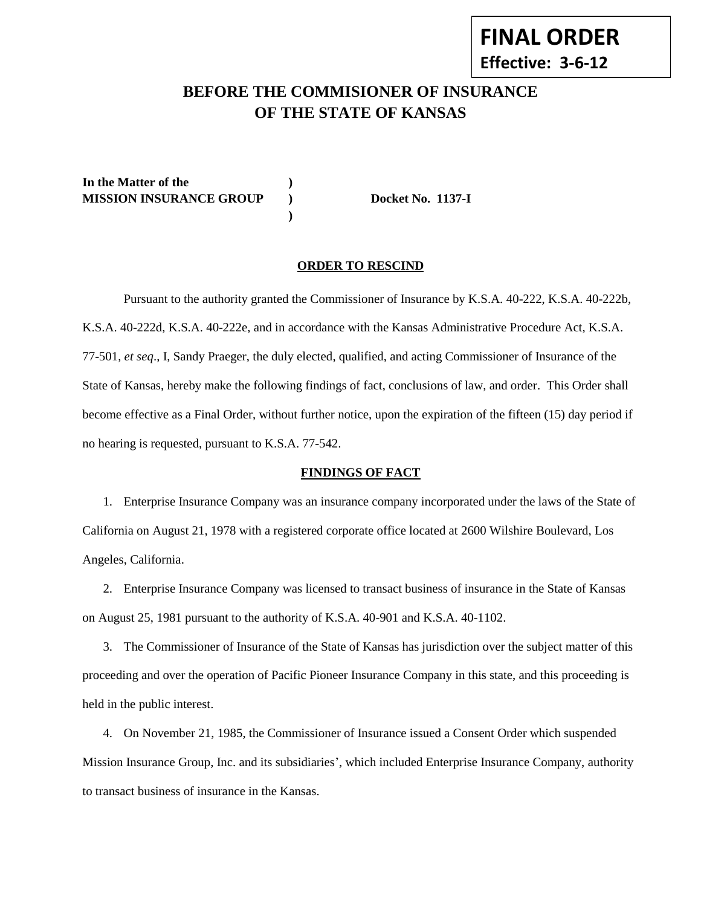**FINAL ORDER**
**Effective: 3-6-12**

# BEFORE THE COMMISIONER OF INSURANCE OF THE STATE OF KANSAS

**In the Matter of the** )
**MISSION INSURANCE GROUP** ) **Docket No. 1137-I**
)

## ORDER TO RESCIND

Pursuant to the authority granted the Commissioner of Insurance by K.S.A. 40-222, K.S.A. 40-222b, K.S.A. 40-222d, K.S.A. 40-222e, and in accordance with the Kansas Administrative Procedure Act, K.S.A. 77-501, *et seq*., I, Sandy Praeger, the duly elected, qualified, and acting Commissioner of Insurance of the State of Kansas, hereby make the following findings of fact, conclusions of law, and order. This Order shall become effective as a Final Order, without further notice, upon the expiration of the fifteen (15) day period if no hearing is requested, pursuant to K.S.A. 77-542.

## FINDINGS OF FACT

1. Enterprise Insurance Company was an insurance company incorporated under the laws of the State of California on August 21, 1978 with a registered corporate office located at 2600 Wilshire Boulevard, Los Angeles, California.

2. Enterprise Insurance Company was licensed to transact business of insurance in the State of Kansas on August 25, 1981 pursuant to the authority of K.S.A. 40-901 and K.S.A. 40-1102.

3. The Commissioner of Insurance of the State of Kansas has jurisdiction over the subject matter of this proceeding and over the operation of Pacific Pioneer Insurance Company in this state, and this proceeding is held in the public interest.

4. On November 21, 1985, the Commissioner of Insurance issued a Consent Order which suspended Mission Insurance Group, Inc. and its subsidiaries', which included Enterprise Insurance Company, authority to transact business of insurance in the Kansas.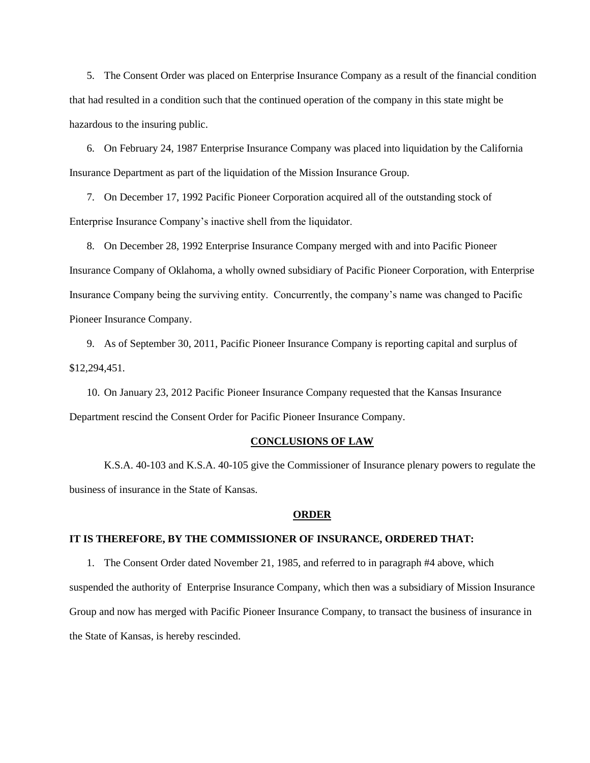5. The Consent Order was placed on Enterprise Insurance Company as a result of the financial condition that had resulted in a condition such that the continued operation of the company in this state might be hazardous to the insuring public.

6. On February 24, 1987 Enterprise Insurance Company was placed into liquidation by the California Insurance Department as part of the liquidation of the Mission Insurance Group.

7. On December 17, 1992 Pacific Pioneer Corporation acquired all of the outstanding stock of Enterprise Insurance Company's inactive shell from the liquidator.

8. On December 28, 1992 Enterprise Insurance Company merged with and into Pacific Pioneer Insurance Company of Oklahoma, a wholly owned subsidiary of Pacific Pioneer Corporation, with Enterprise Insurance Company being the surviving entity. Concurrently, the company's name was changed to Pacific Pioneer Insurance Company.

9. As of September 30, 2011, Pacific Pioneer Insurance Company is reporting capital and surplus of $12,294,451.

10. On January 23, 2012 Pacific Pioneer Insurance Company requested that the Kansas Insurance Department rescind the Consent Order for Pacific Pioneer Insurance Company.

## CONCLUSIONS OF LAW

K.S.A. 40-103 and K.S.A. 40-105 give the Commissioner of Insurance plenary powers to regulate the business of insurance in the State of Kansas.

## ORDER

**IT IS THEREFORE, BY THE COMMISSIONER OF INSURANCE, ORDERED THAT:**

1. The Consent Order dated November 21, 1985, and referred to in paragraph #4 above, which suspended the authority of Enterprise Insurance Company, which then was a subsidiary of Mission Insurance Group and now has merged with Pacific Pioneer Insurance Company, to transact the business of insurance in the State of Kansas, is hereby rescinded.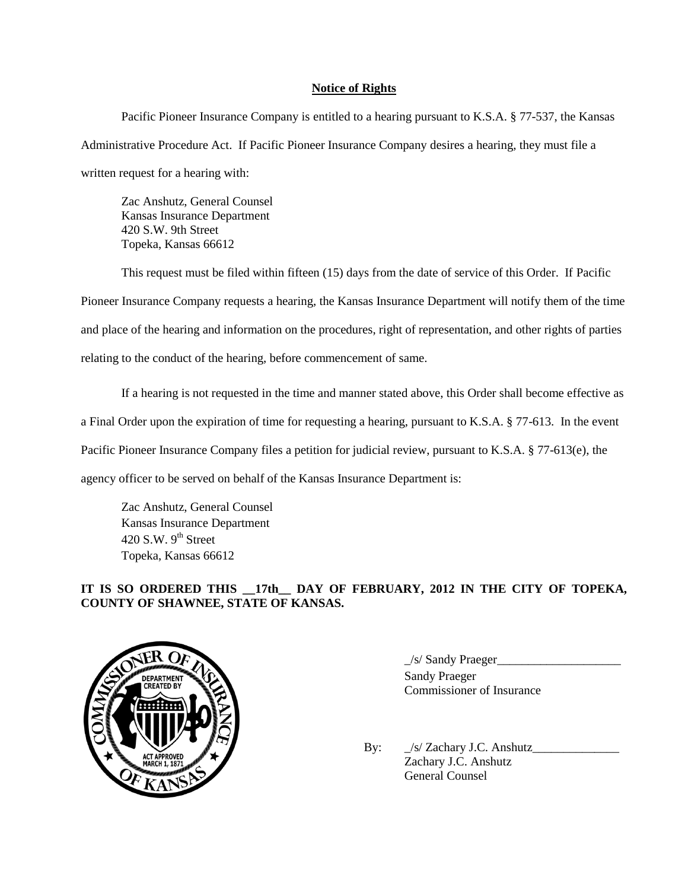**Notice of Rights**

Pacific Pioneer Insurance Company is entitled to a hearing pursuant to K.S.A. § 77-537, the Kansas Administrative Procedure Act. If Pacific Pioneer Insurance Company desires a hearing, they must file a written request for a hearing with:

Zac Anshutz, General Counsel
Kansas Insurance Department
420 S.W. 9th Street
Topeka, Kansas 66612

This request must be filed within fifteen (15) days from the date of service of this Order. If Pacific Pioneer Insurance Company requests a hearing, the Kansas Insurance Department will notify them of the time and place of the hearing and information on the procedures, right of representation, and other rights of parties relating to the conduct of the hearing, before commencement of same.

If a hearing is not requested in the time and manner stated above, this Order shall become effective as a Final Order upon the expiration of time for requesting a hearing, pursuant to K.S.A. § 77-613. In the event Pacific Pioneer Insurance Company files a petition for judicial review, pursuant to K.S.A. § 77-613(e), the agency officer to be served on behalf of the Kansas Insurance Department is:

Zac Anshutz, General Counsel
Kansas Insurance Department
420 S.W. 9th Street
Topeka, Kansas 66612

**IT IS SO ORDERED THIS __17th__ DAY OF FEBRUARY, 2012 IN THE CITY OF TOPEKA, COUNTY OF SHAWNEE, STATE OF KANSAS.**

_/s/ Sandy Praeger____________________
Sandy Praeger
Commissioner of Insurance

By: _/s/ Zachary J.C. Anshutz______________
Zachary J.C. Anshutz
General Counsel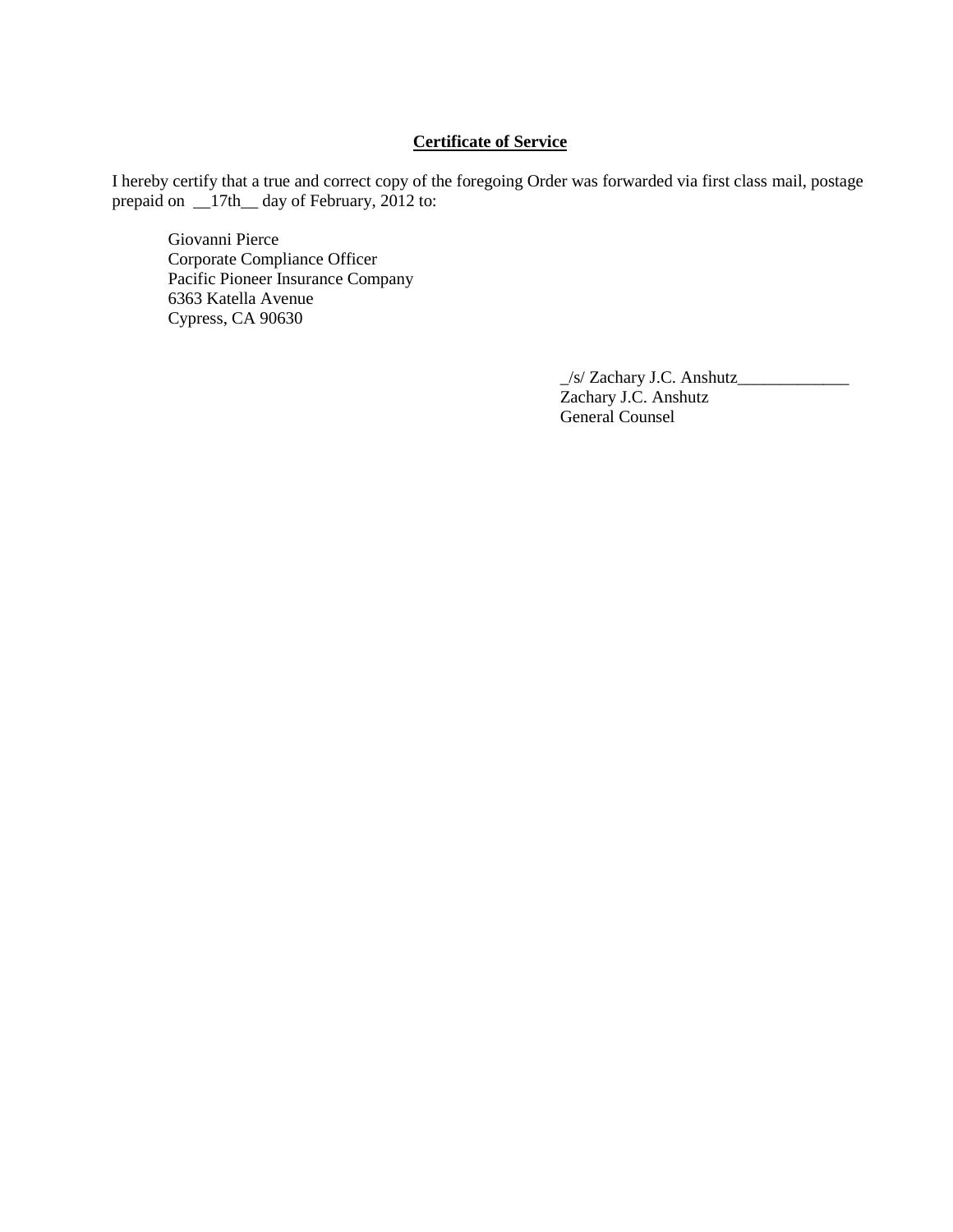**Certificate of Service**

I hereby certify that a true and correct copy of the foregoing Order was forwarded via first class mail, postage prepaid on __17th__ day of February, 2012 to:

Giovanni Pierce
Corporate Compliance Officer
Pacific Pioneer Insurance Company
6363 Katella Avenue
Cypress, CA 90630

_/s/ Zachary J.C. Anshutz_____________
Zachary J.C. Anshutz
General Counsel